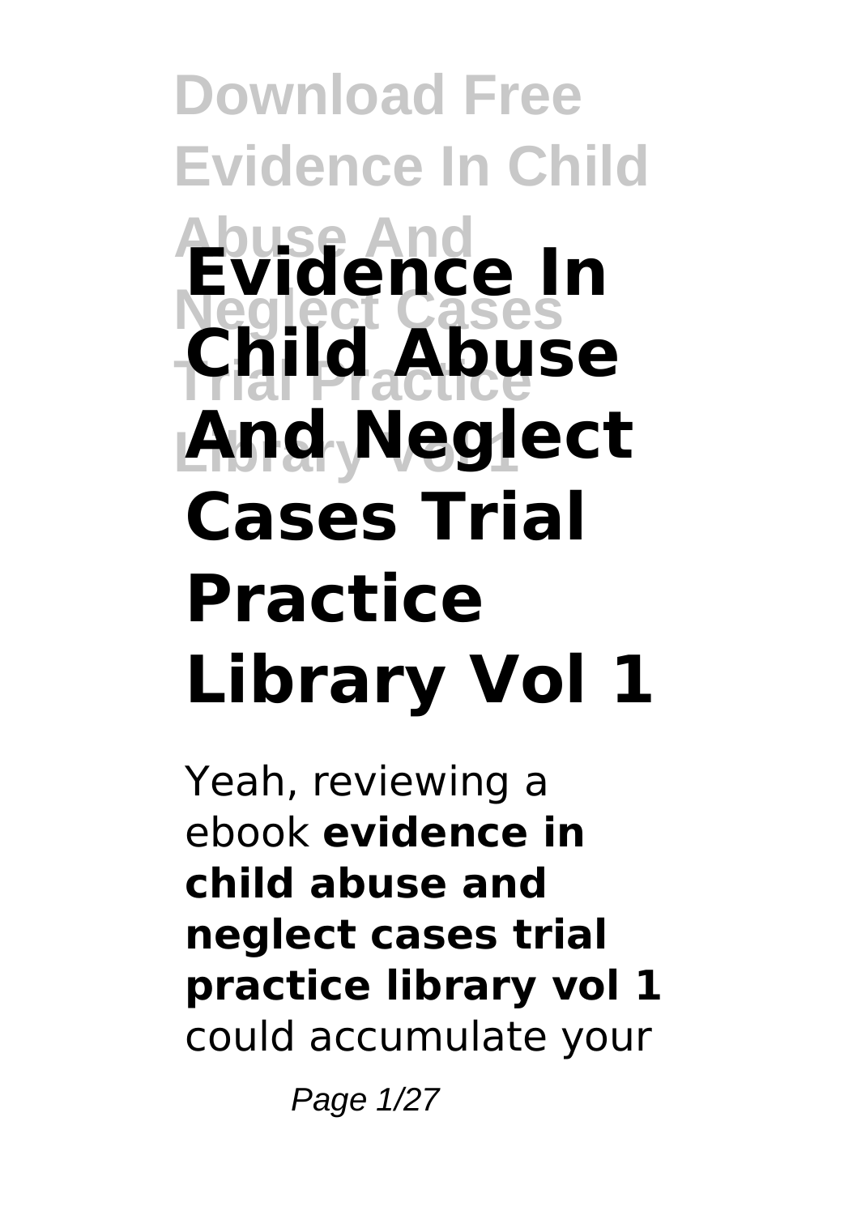# Evidence In Child Abuse And Neglect Cases Trial Practice Library Vol 1

Yeah, reviewing a ebook **evidence in child abuse and neglect cases trial practice library vol 1** could accumulate your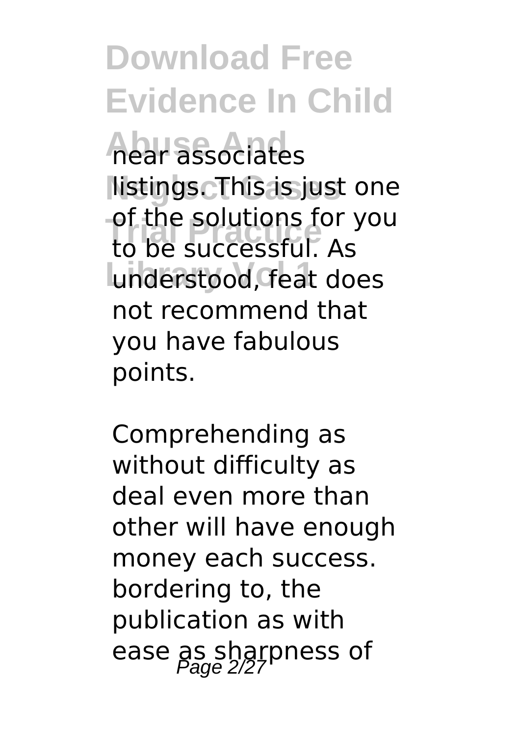near associates listings. This is just one of the solutions for you to be successful. As understood, feat does not recommend that you have fabulous points.

Comprehending as without difficulty as deal even more than other will have enough money each success. bordering to, the publication as with ease as sharpness of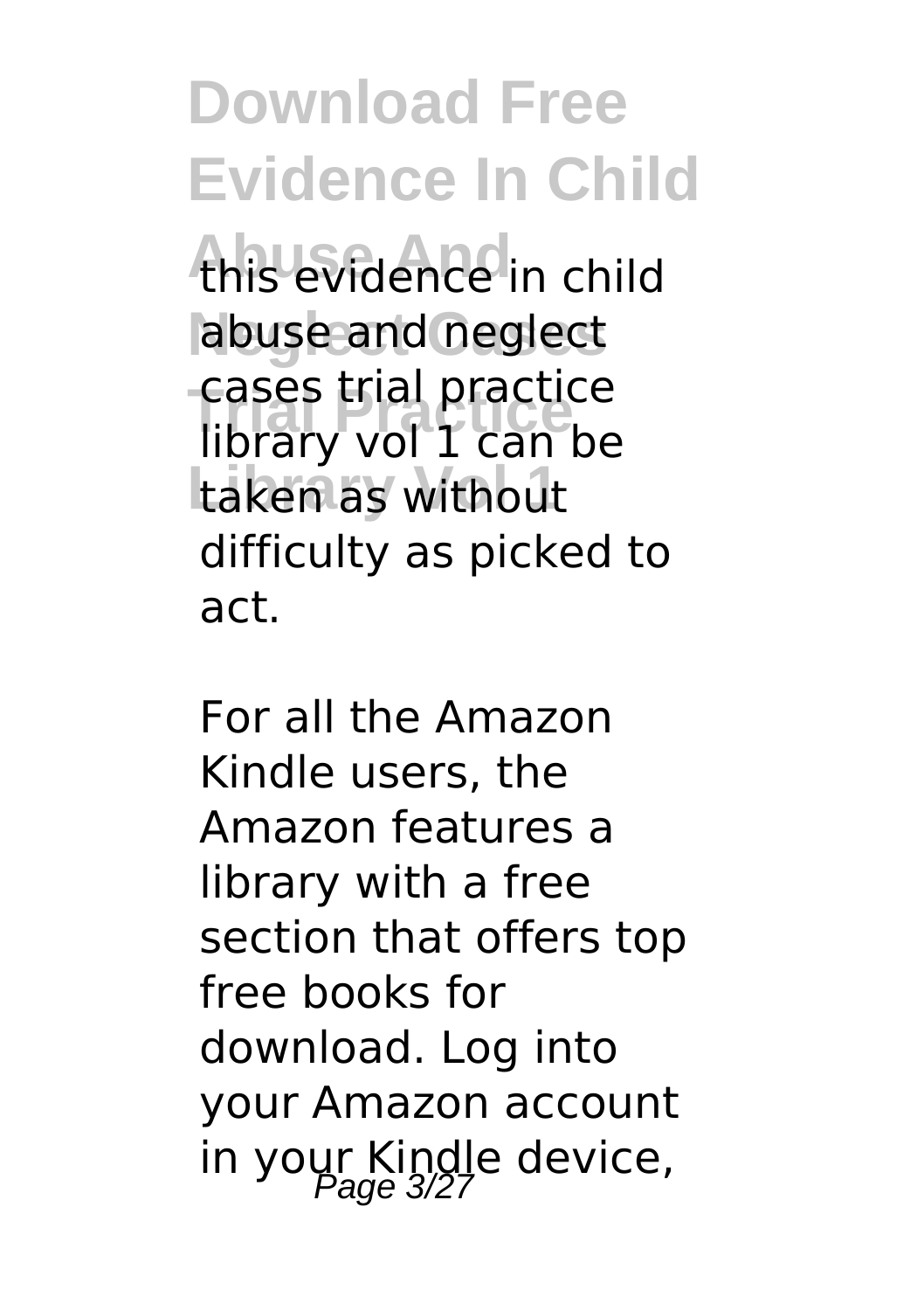this evidence in child abuse and neglect cases trial practice library vol 1 can be taken as without difficulty as picked to act.

For all the Amazon Kindle users, the Amazon features a library with a free section that offers top free books for download. Log into your Amazon account in your Kindle device,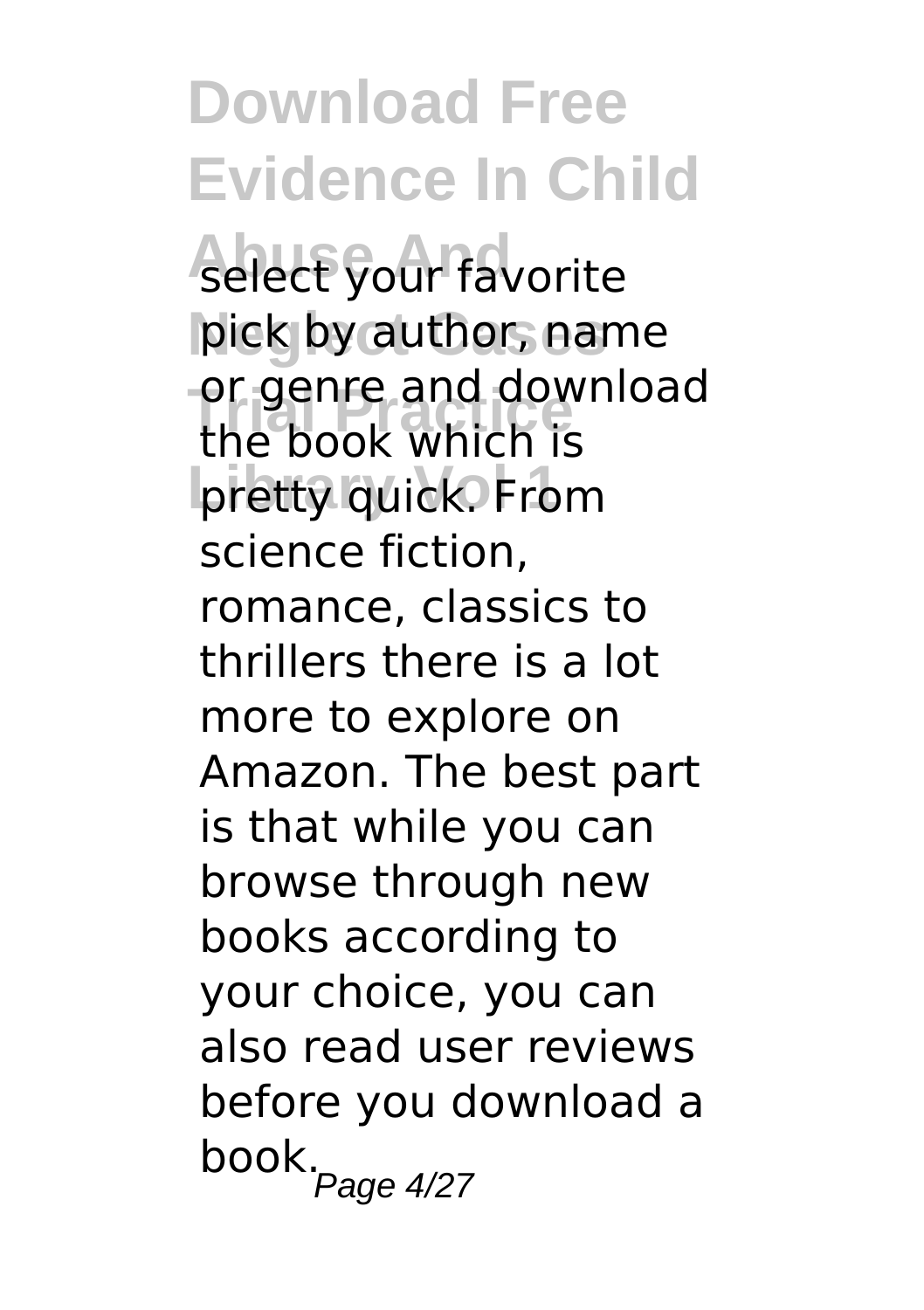select your favorite pick by author, name or genre and download the book which is pretty quick. From science fiction, romance, classics to thrillers there is a lot more to explore on Amazon. The best part is that while you can browse through new books according to your choice, you can also read user reviews before you download a book.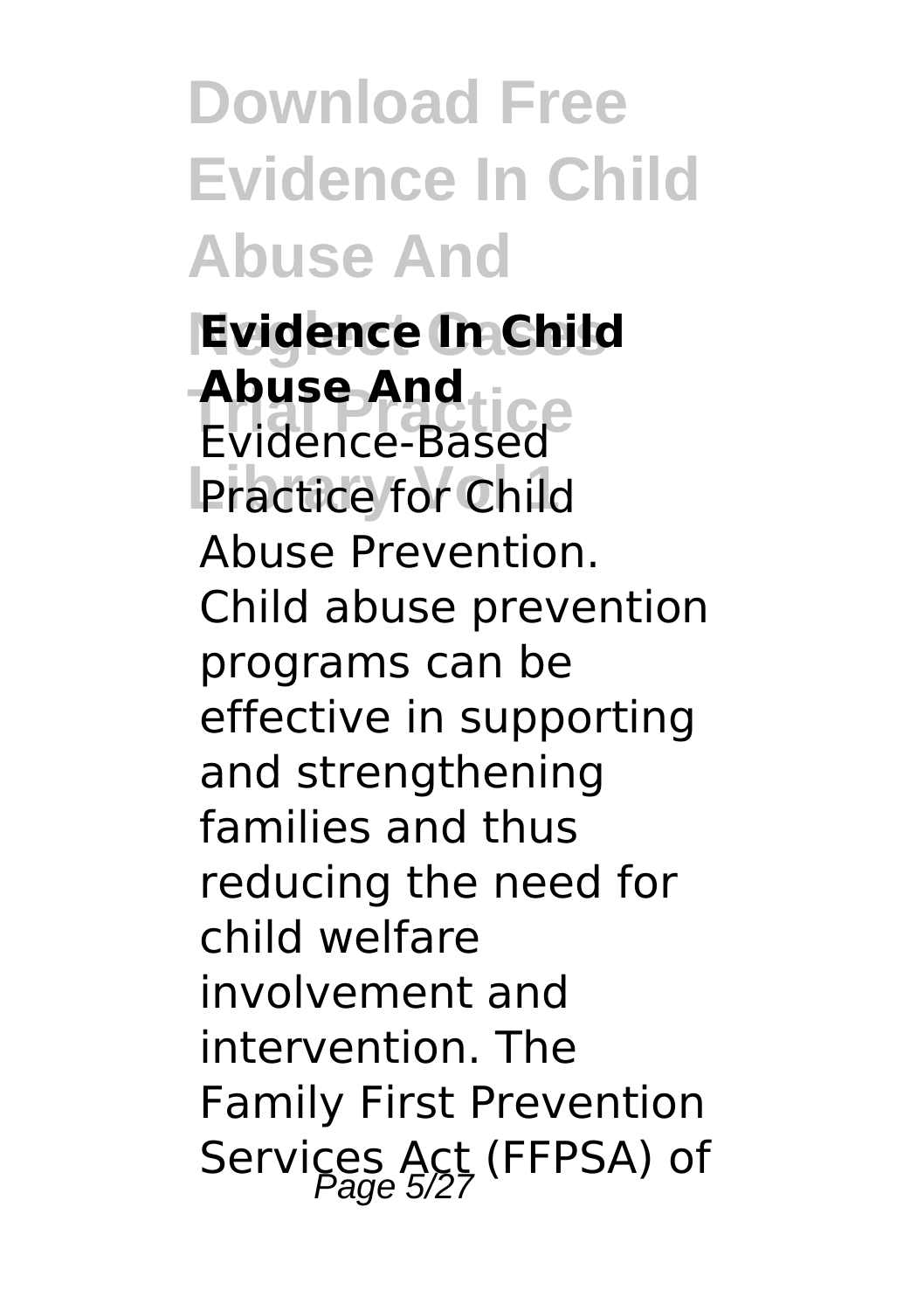**Evidence In Child Abuse And**

Evidence-Based Practice for Child Abuse Prevention. Child abuse prevention programs can be effective in supporting and strengthening families and thus reducing the need for child welfare involvement and intervention. The Family First Prevention Services Act (FFPSA) of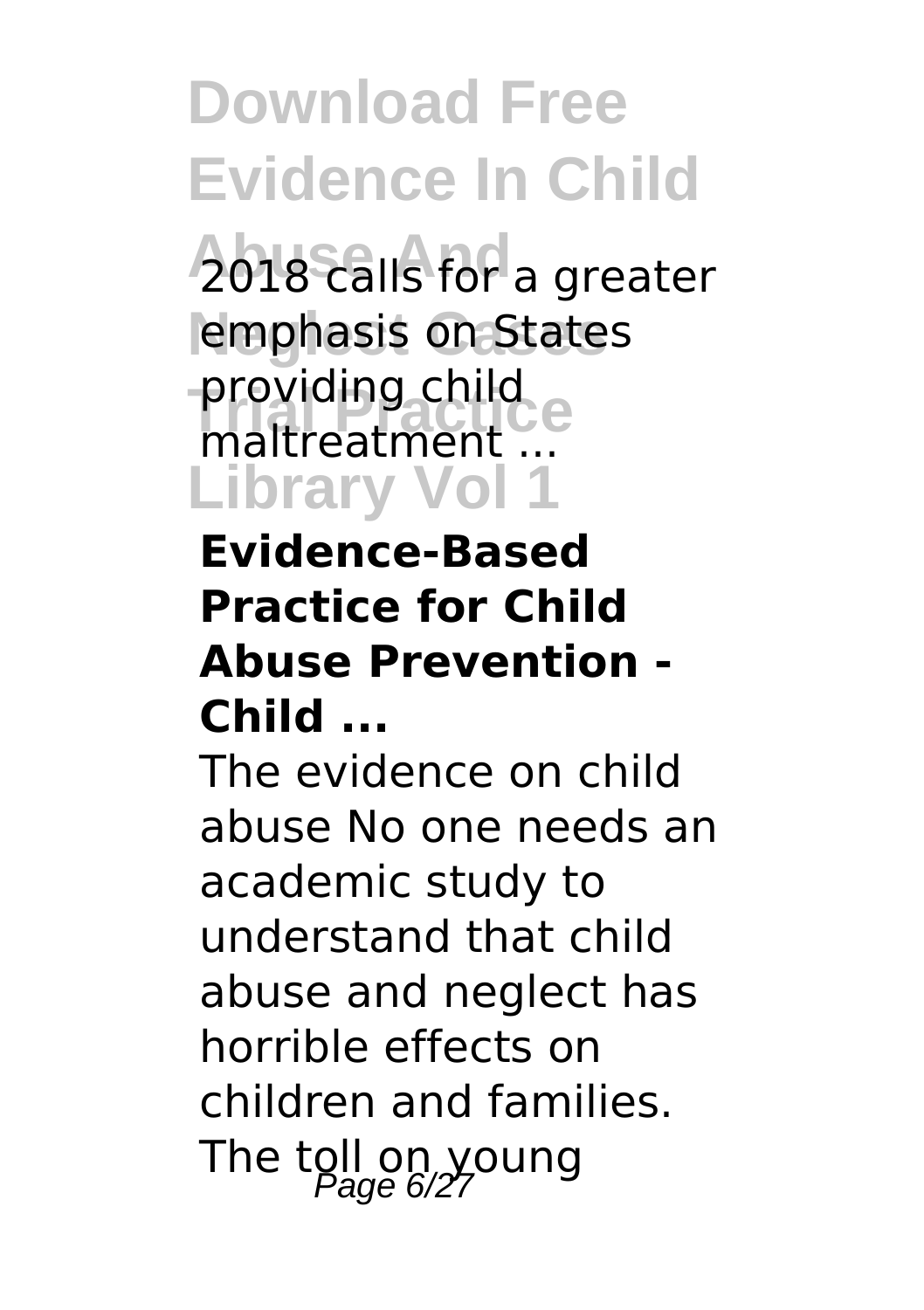2018 calls for a greater emphasis on States providing child maltreatment ...

**Evidence-Based Practice for Child Abuse Prevention - Child ...**

The evidence on child abuse No one needs an academic study to understand that child abuse and neglect has horrible effects on children and families. The toll on young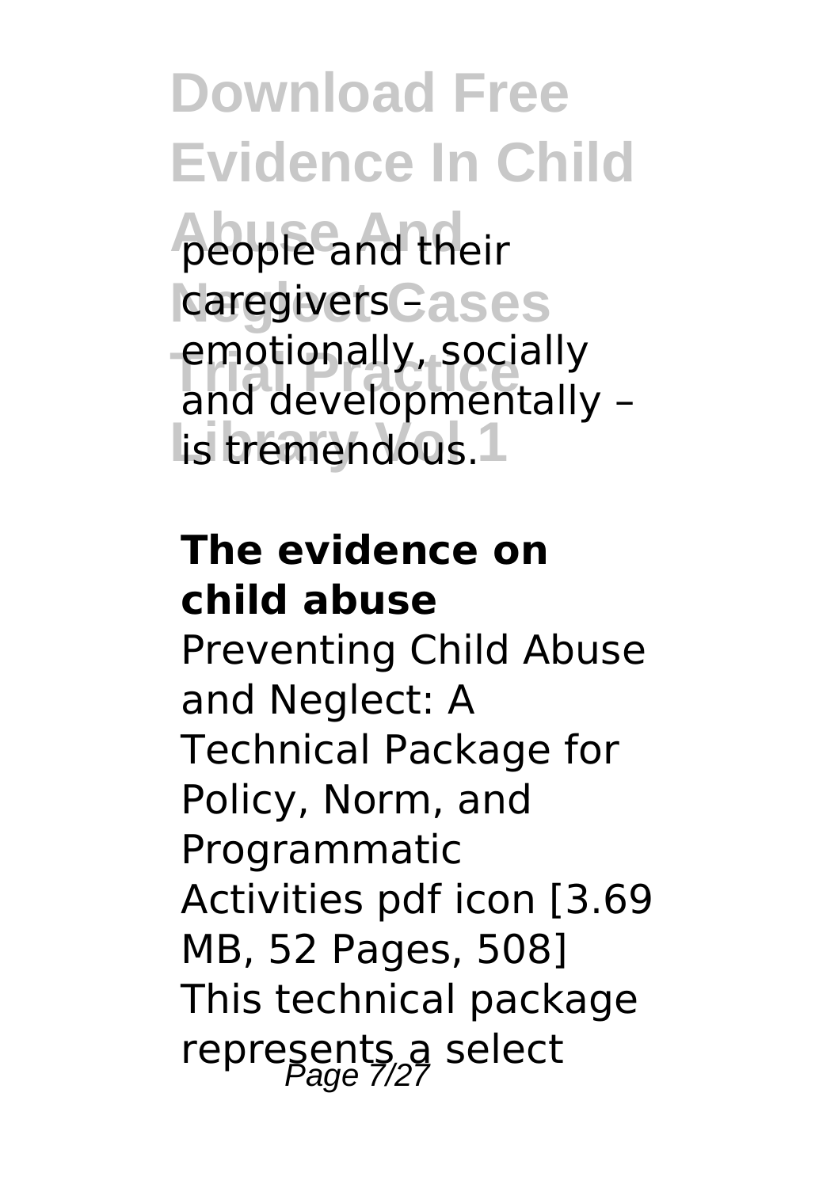people and their caregivers – emotionally, socially and developmentally – is tremendous.

**The evidence on child abuse**

Preventing Child Abuse and Neglect: A Technical Package for Policy, Norm, and Programmatic Activities pdf icon [3.69 MB, 52 Pages, 508] This technical package represents a select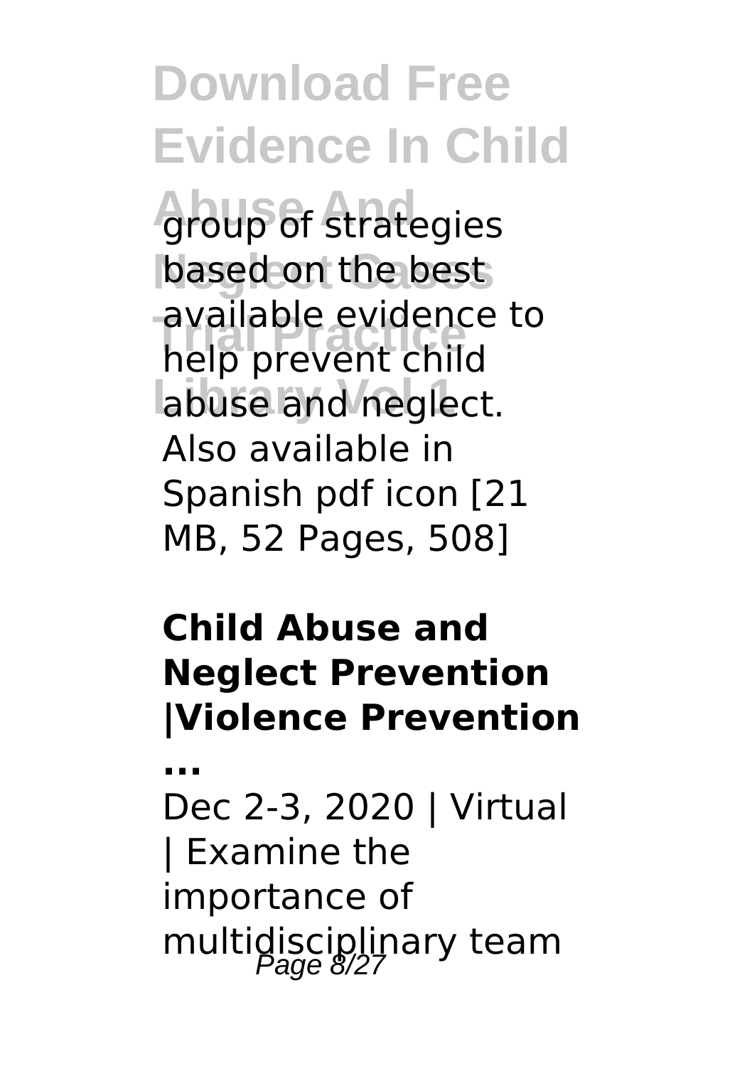group of strategies based on the best available evidence to help prevent child abuse and neglect. Also available in Spanish pdf icon [21 MB, 52 Pages, 508]

**Child Abuse and Neglect Prevention |Violence Prevention ...**

Dec 2-3, 2020 | Virtual | Examine the importance of multidisciplinary team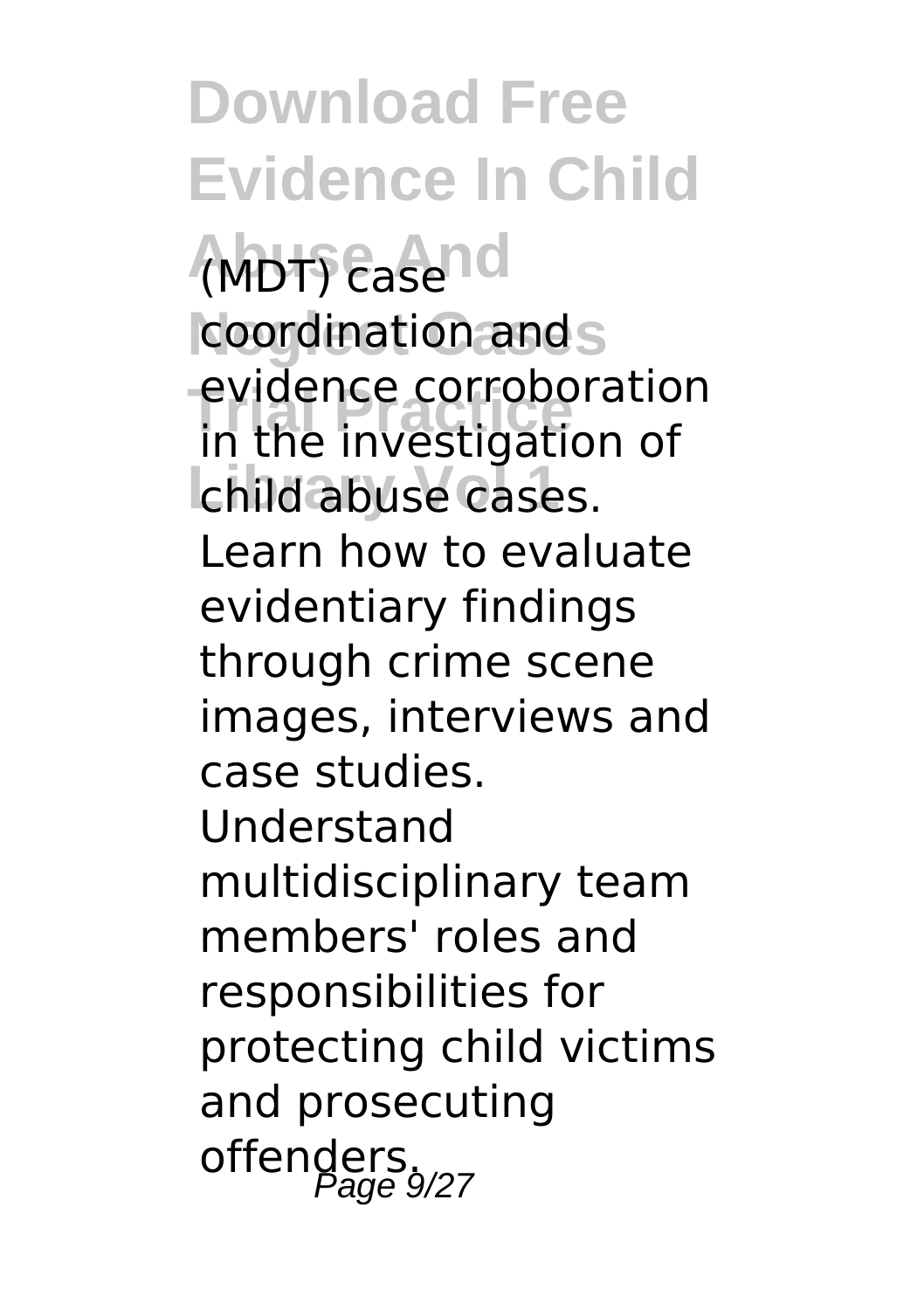(MDT) case coordination and evidence corroboration in the investigation of child abuse cases. Learn how to evaluate evidentiary findings through crime scene images, interviews and case studies. Understand multidisciplinary team members' roles and responsibilities for protecting child victims and prosecuting offenders.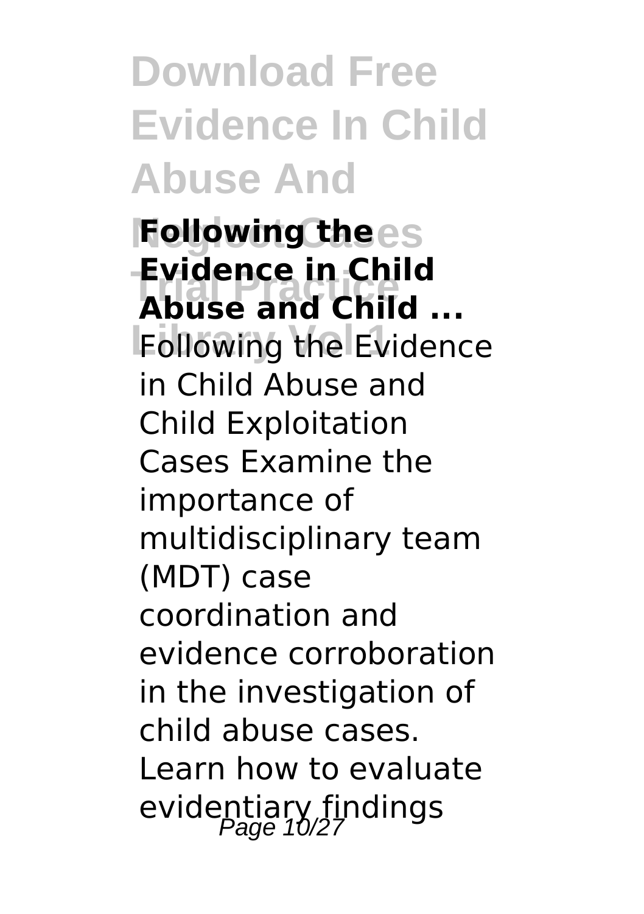**Following the Evidence in Child Abuse and Child ...**

Following the Evidence in Child Abuse and Child Exploitation Cases Examine the importance of multidisciplinary team (MDT) case coordination and evidence corroboration in the investigation of child abuse cases. Learn how to evaluate evidentiary findings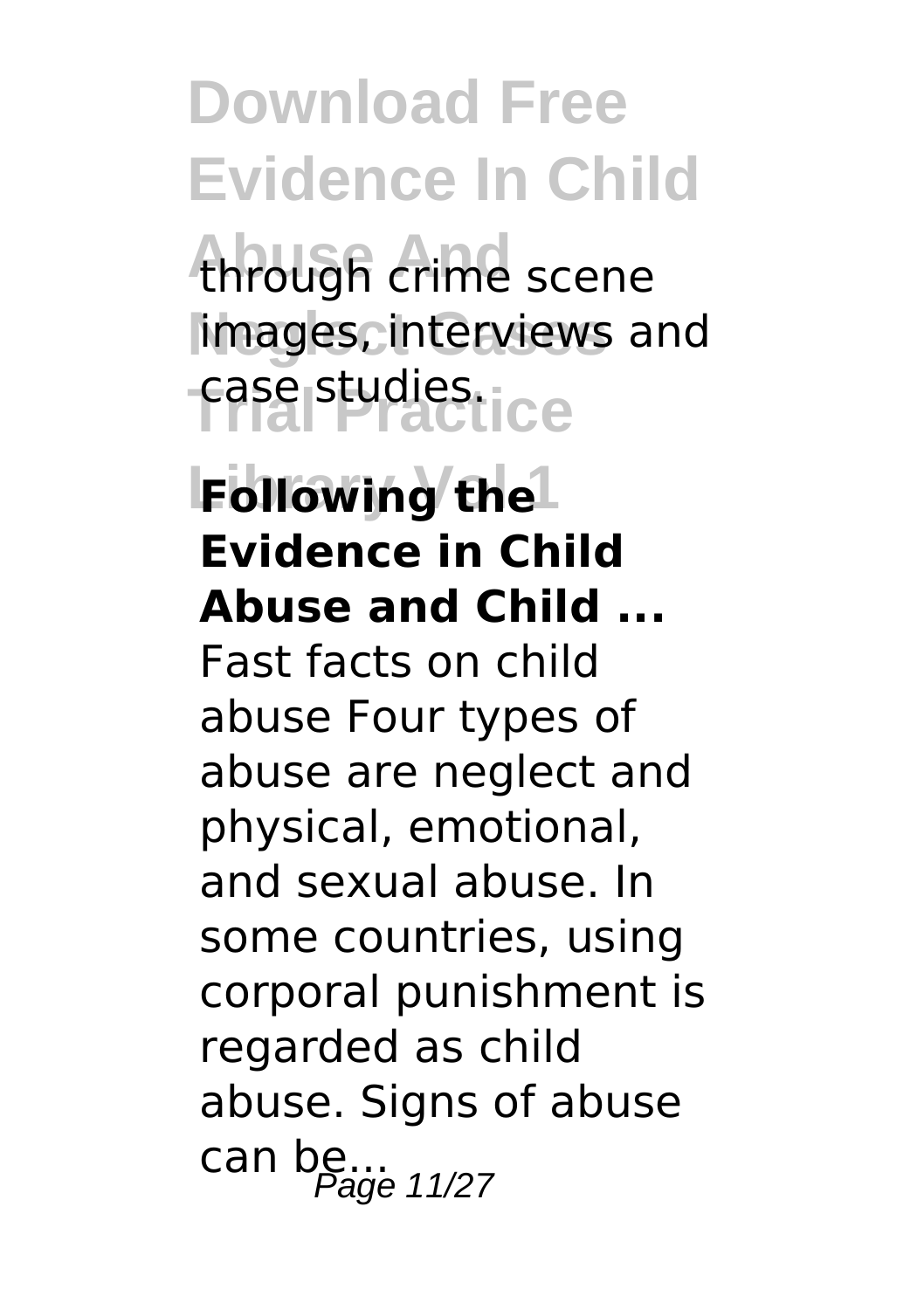through crime scene images, interviews and case studies.

**Following the Evidence in Child Abuse and Child ...**

Fast facts on child abuse Four types of abuse are neglect and physical, emotional, and sexual abuse. In some countries, using corporal punishment is regarded as child abuse. Signs of abuse can be...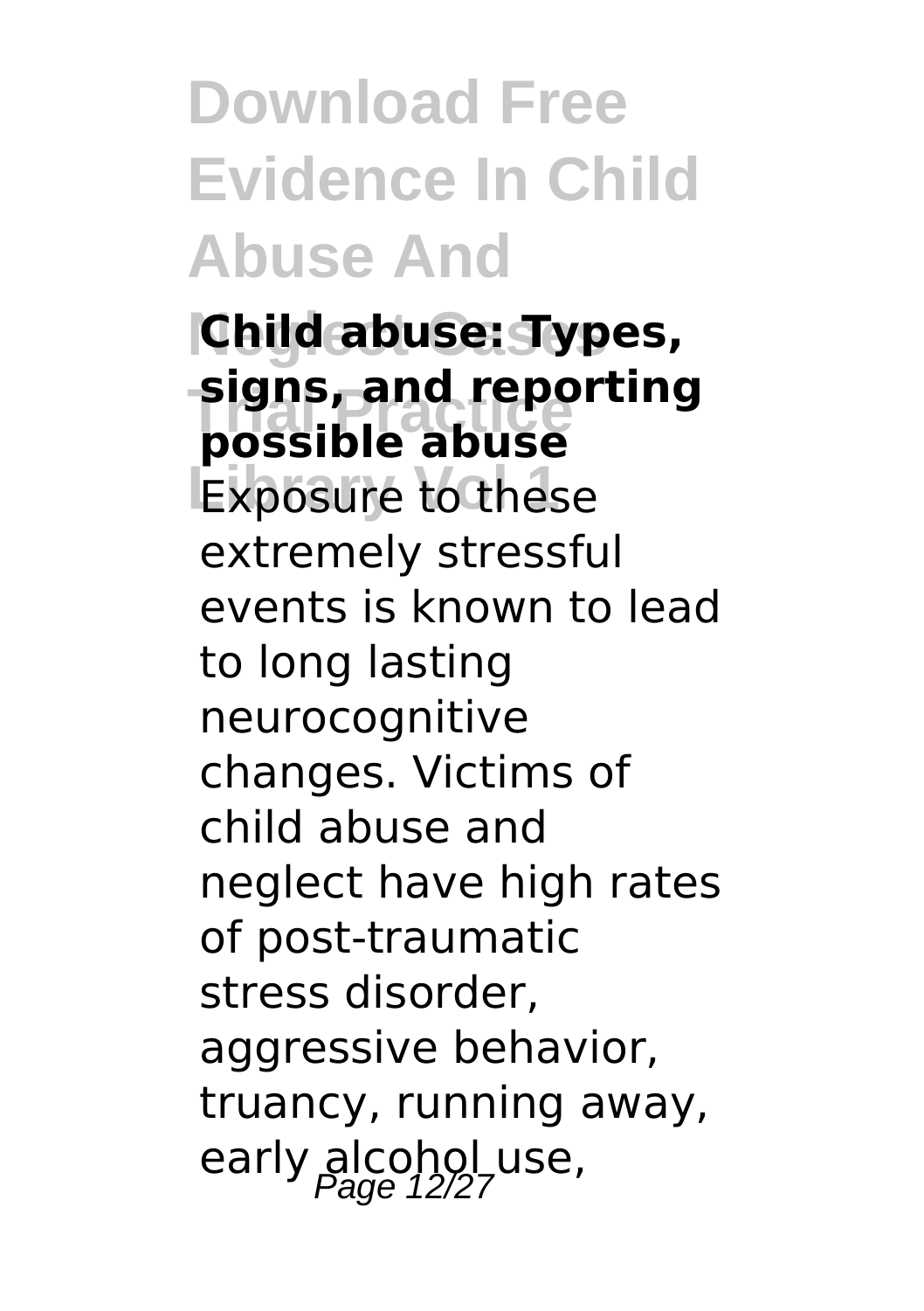**Child abuse: Types, signs, and reporting possible abuse**

Exposure to these extremely stressful events is known to lead to long lasting neurocognitive changes. Victims of child abuse and neglect have high rates of post-traumatic stress disorder, aggressive behavior, truancy, running away, early alcohol use,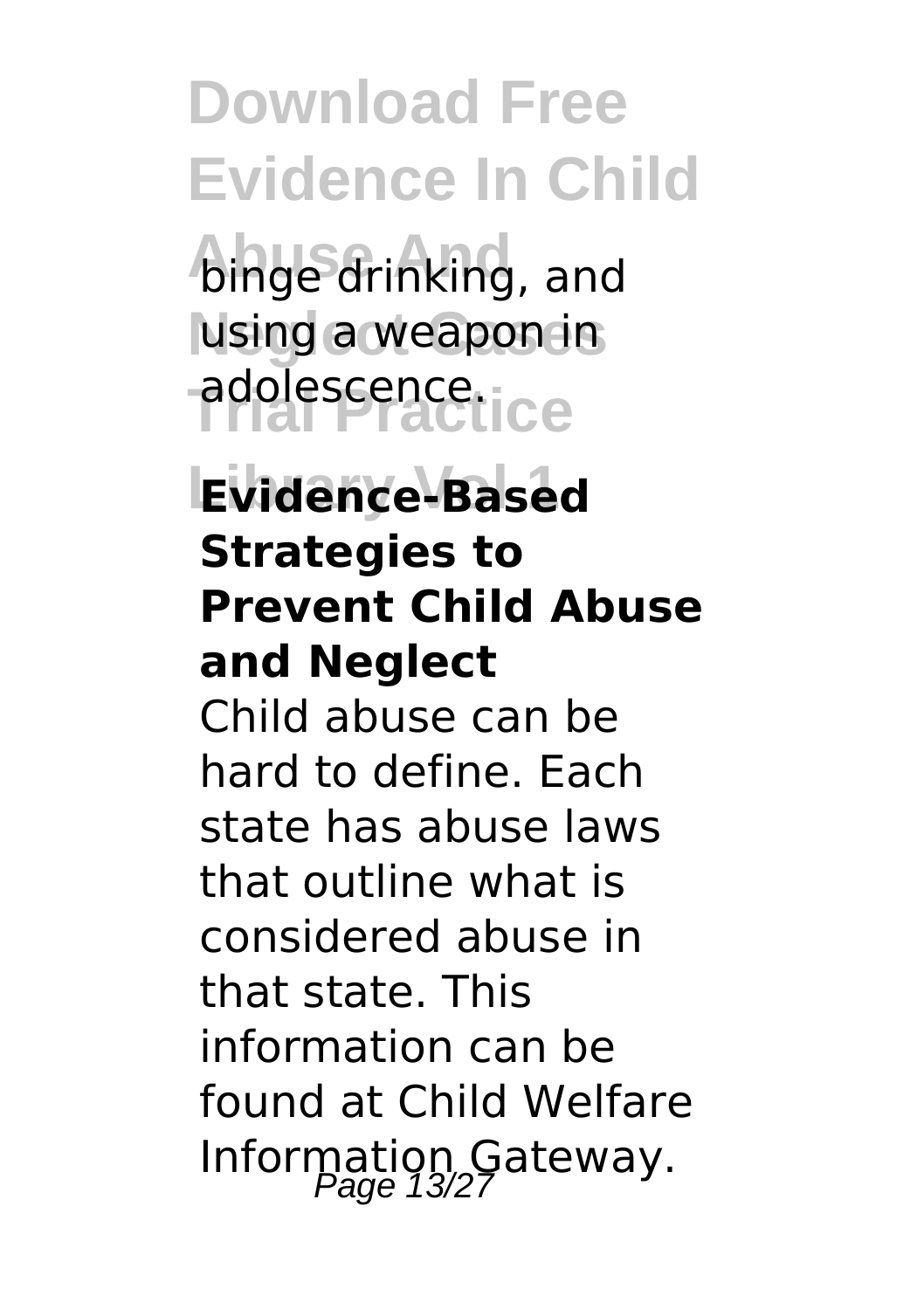binge drinking, and using a weapon in adolescence.

**Evidence-Based Strategies to Prevent Child Abuse and Neglect**

Child abuse can be hard to define. Each state has abuse laws that outline what is considered abuse in that state. This information can be found at Child Welfare Information Gateway.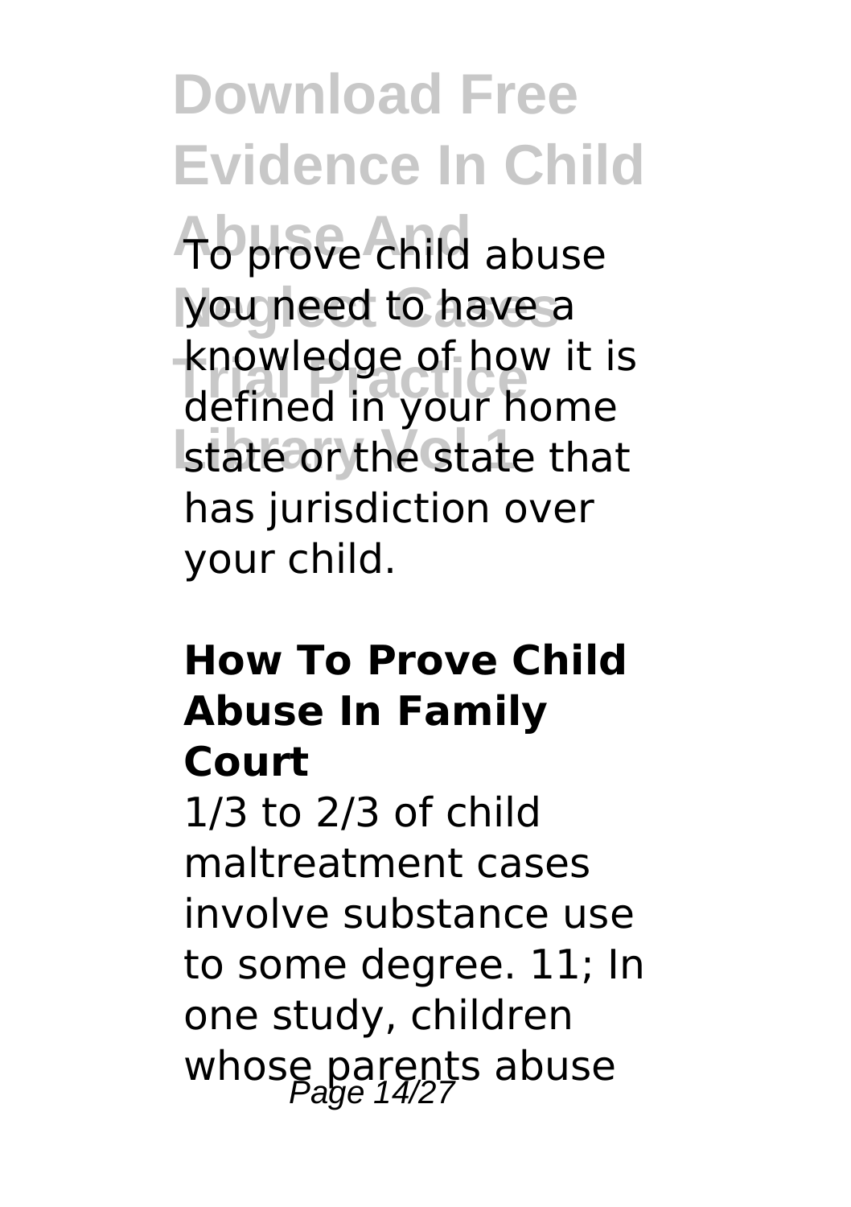To prove child abuse you need to have a knowledge of how it is defined in your home state or the state that has jurisdiction over your child.

### How To Prove Child Abuse In Family Court

1/3 to 2/3 of child maltreatment cases involve substance use to some degree. 11; In one study, children whose parents abuse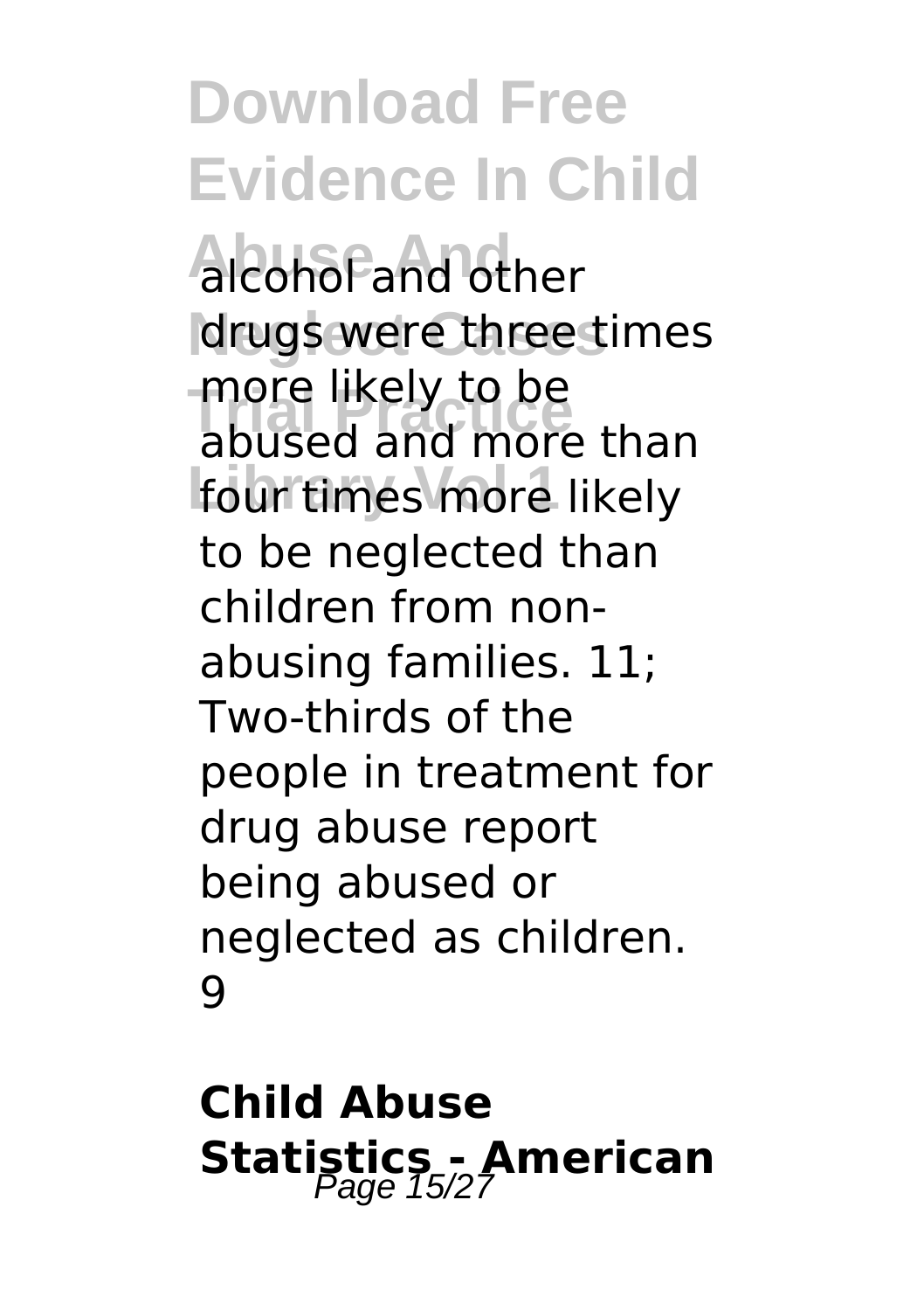alcohol and other drugs were three times more likely to be abused and more than four times more likely to be neglected than children from non-abusing families. 11; Two-thirds of the people in treatment for drug abuse report being abused or neglected as children. 9

## Child Abuse Statistics - American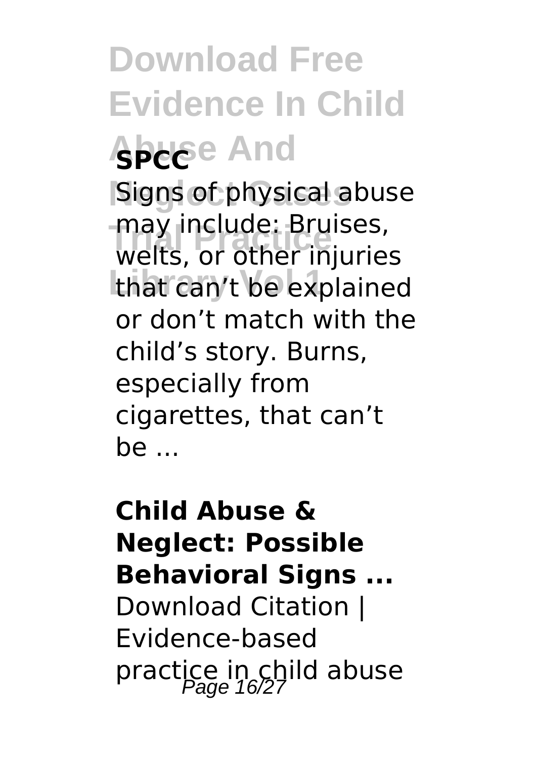**SPCC**

Signs of physical abuse may include: Bruises, welts, or other injuries that can't be explained or don't match with the child's story. Burns, especially from cigarettes, that can't be ...

**Child Abuse & Neglect: Possible Behavioral Signs ...**

Download Citation | Evidence-based practice in child abuse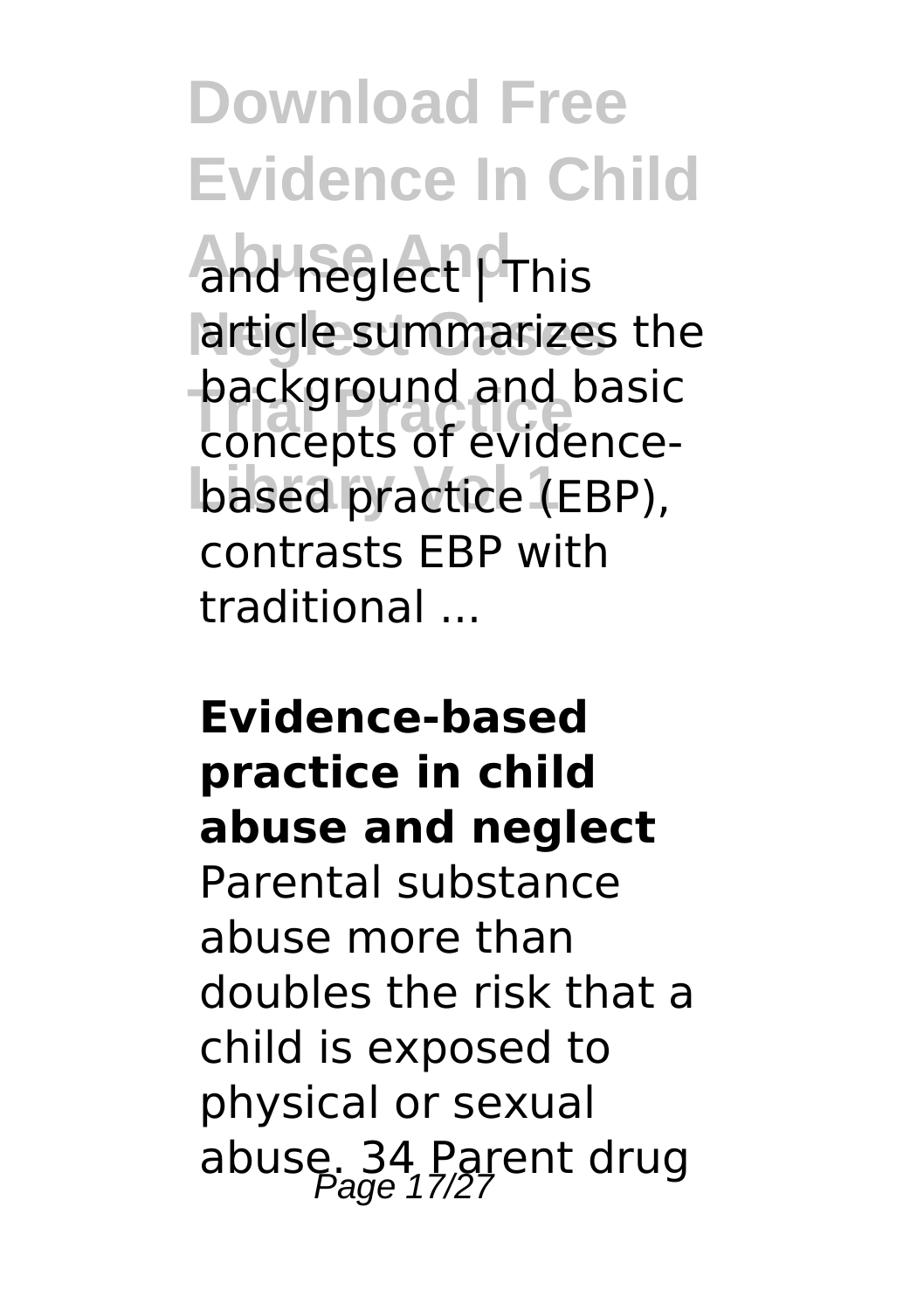and neglect | This article summarizes the background and basic concepts of evidence-based practice (EBP), contrasts EBP with traditional ...

**Evidence-based practice in child abuse and neglect**

Parental substance abuse more than doubles the risk that a child is exposed to physical or sexual abuse. 34 Parent drug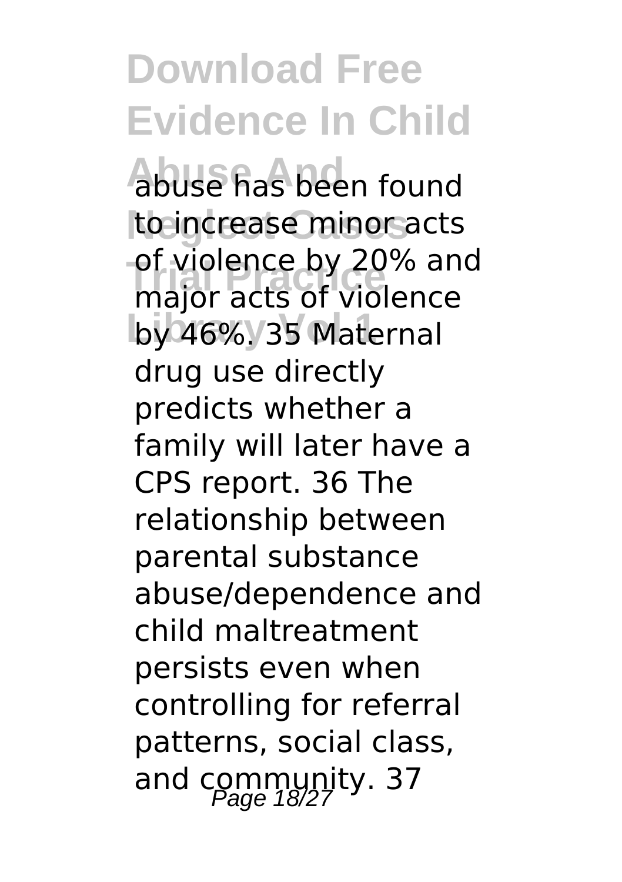abuse has been found to increase minor acts of violence by 20% and major acts of violence by 46%. 35 Maternal drug use directly predicts whether a family will later have a CPS report. 36 The relationship between parental substance abuse/dependence and child maltreatment persists even when controlling for referral patterns, social class, and community. 37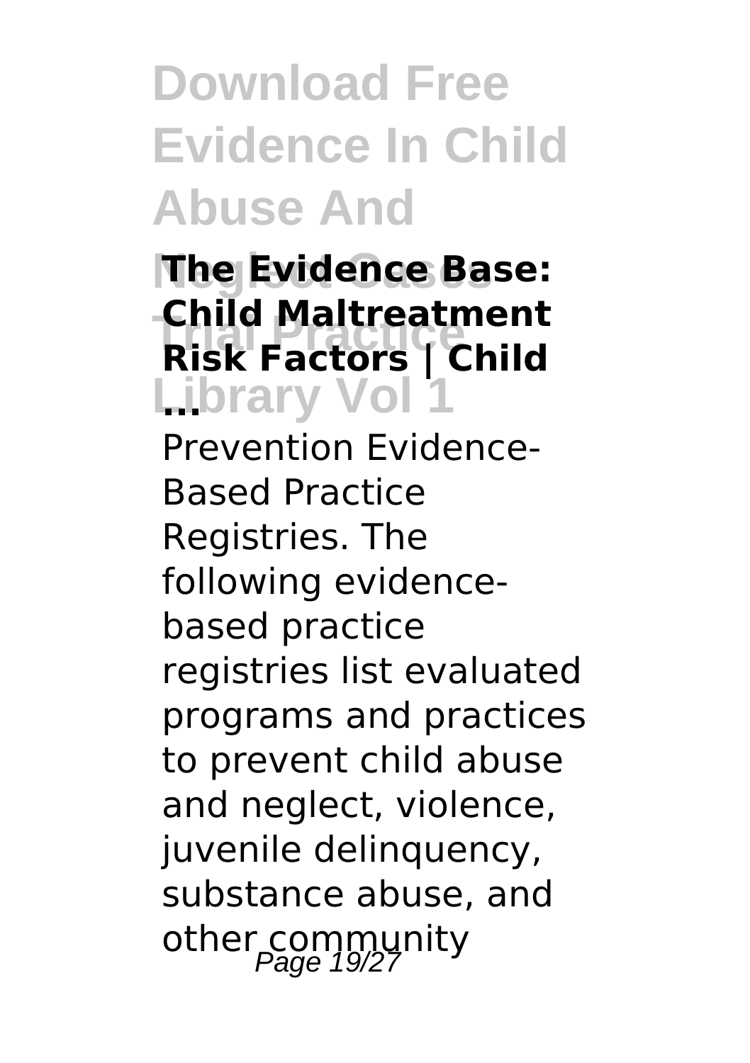**The Evidence Base: Child Maltreatment Risk Factors | Child ...**

Prevention Evidence-Based Practice Registries. The following evidence-based practice registries list evaluated programs and practices to prevent child abuse and neglect, violence, juvenile delinquency, substance abuse, and other community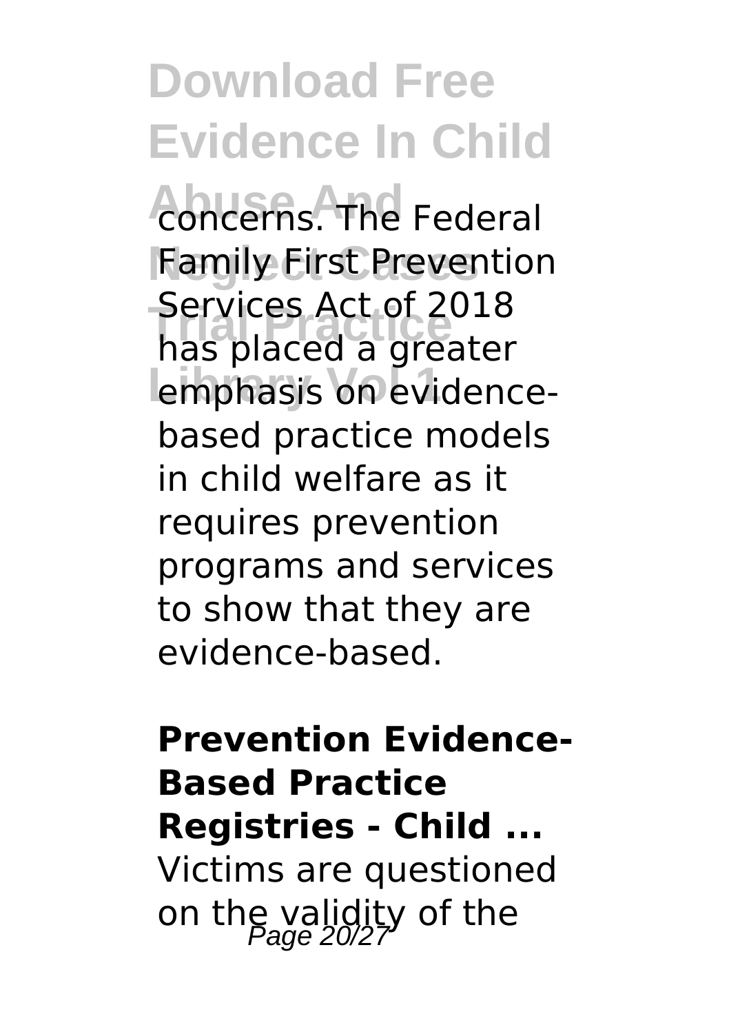concerns. The Federal Family First Prevention Services Act of 2018 has placed a greater emphasis on evidence-based practice models in child welfare as it requires prevention programs and services to show that they are evidence-based.

**Prevention Evidence-Based Practice Registries - Child ...**

Victims are questioned on the validity of the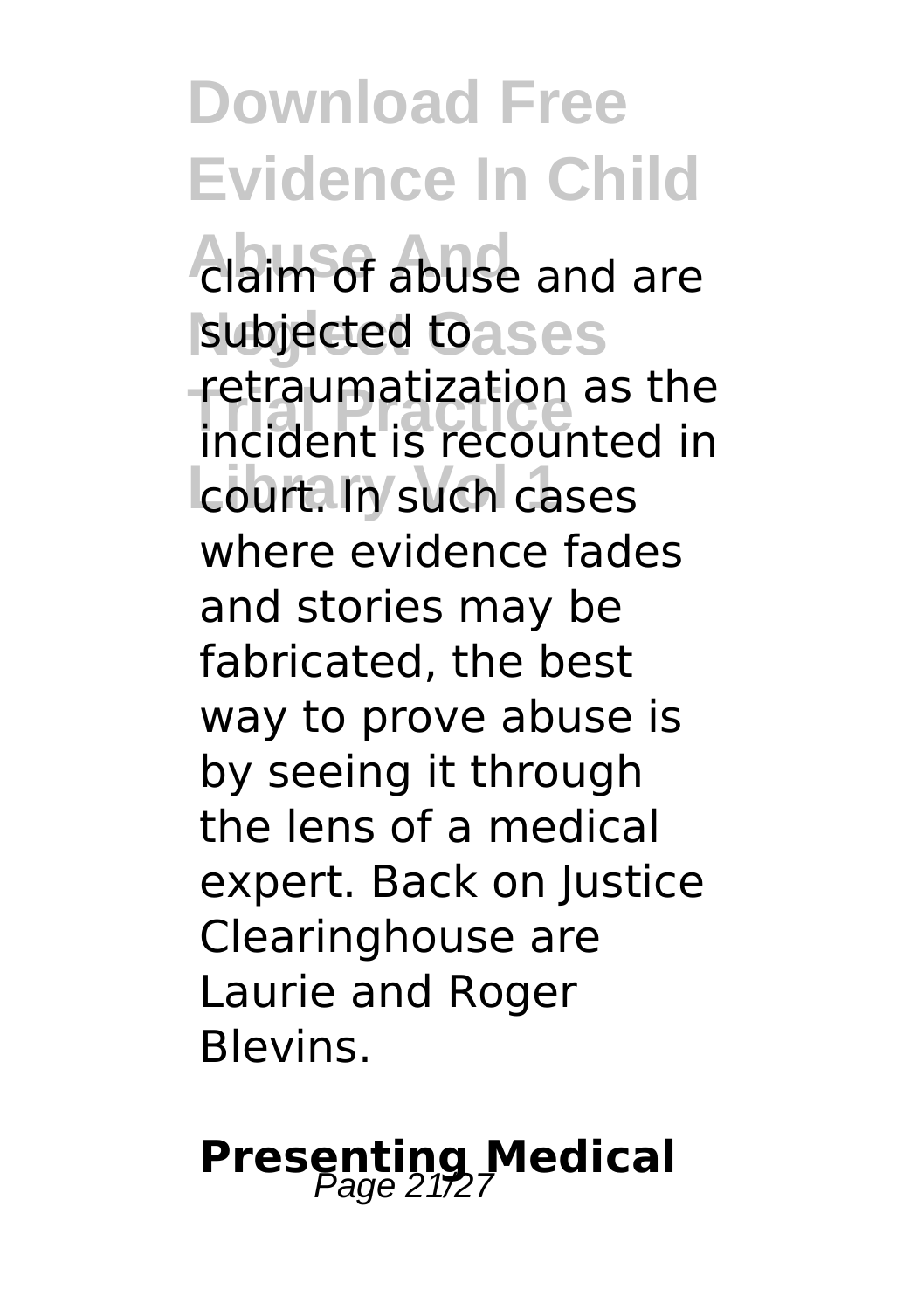claim of abuse and are subjected to retraumatization as the incident is recounted in court. In such cases where evidence fades and stories may be fabricated, the best way to prove abuse is by seeing it through the lens of a medical expert. Back on Justice Clearinghouse are Laurie and Roger Blevins.

## **Presenting Medical**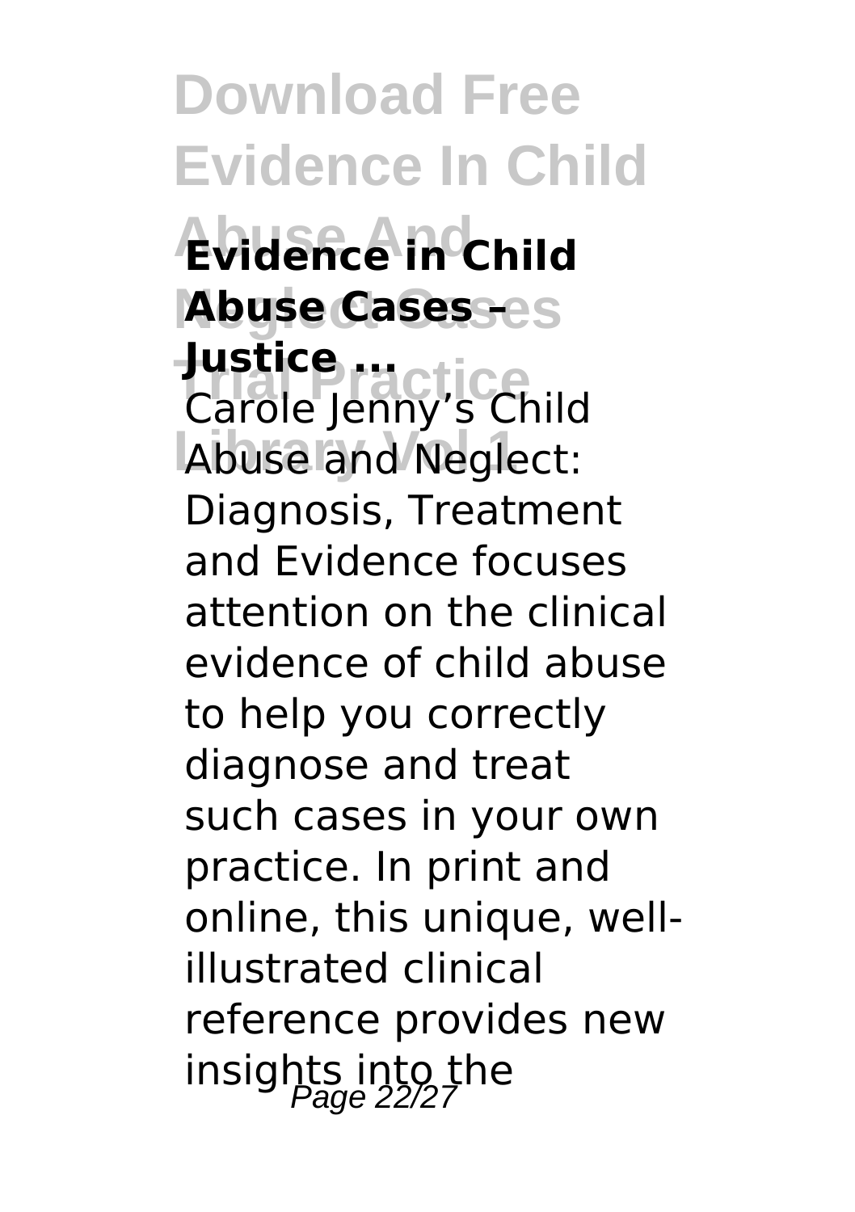**Evidence in Child Abuse Cases – Justice ...**

Carole Jenny's Child Abuse and Neglect: Diagnosis, Treatment and Evidence focuses attention on the clinical evidence of child abuse to help you correctly diagnose and treat such cases in your own practice. In print and online, this unique, well-illustrated clinical reference provides new insights into the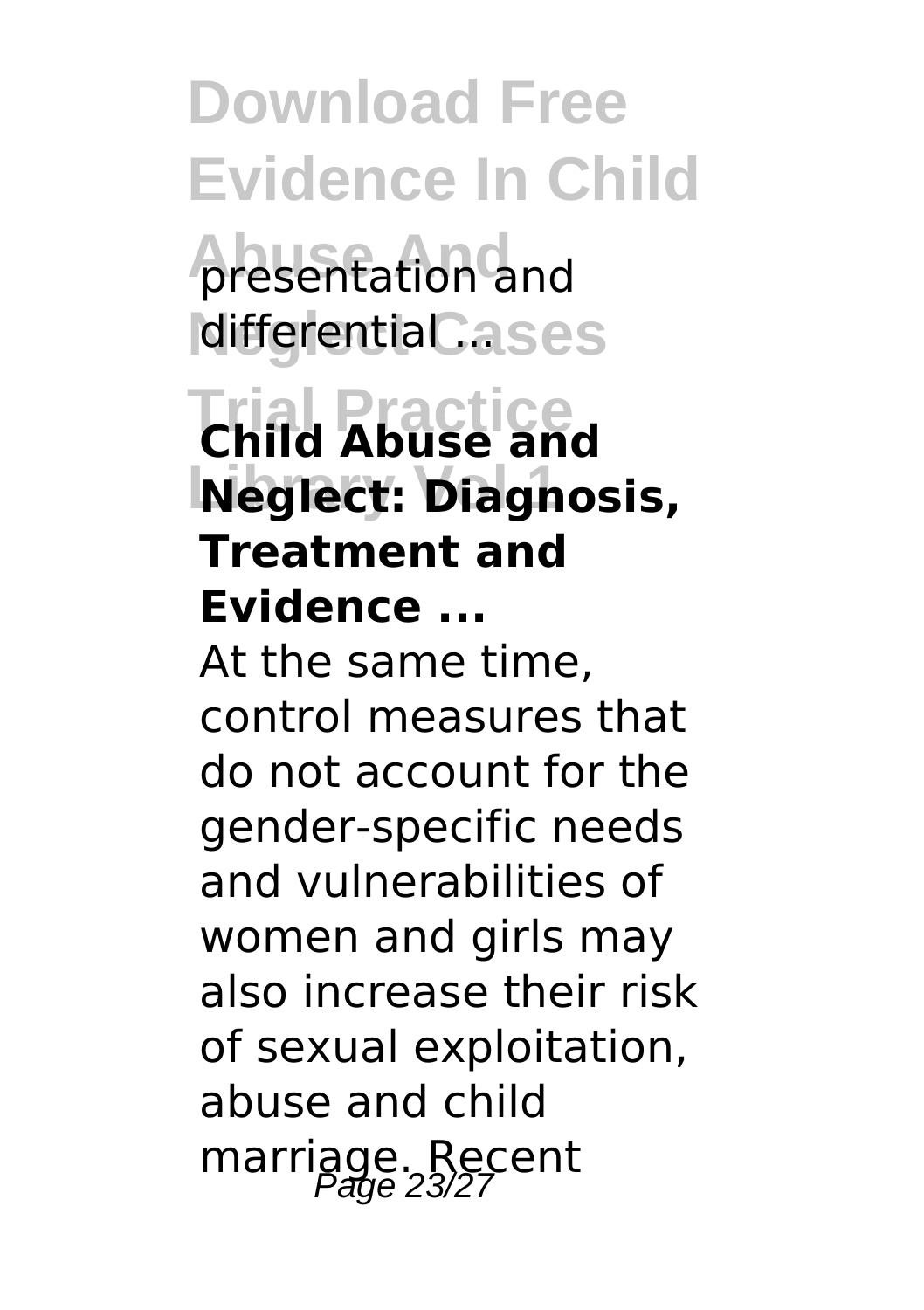presentation and differential ...

**Child Abuse and Neglect: Diagnosis, Treatment and Evidence ...**

At the same time, control measures that do not account for the gender-specific needs and vulnerabilities of women and girls may also increase their risk of sexual exploitation, abuse and child marriage. Recent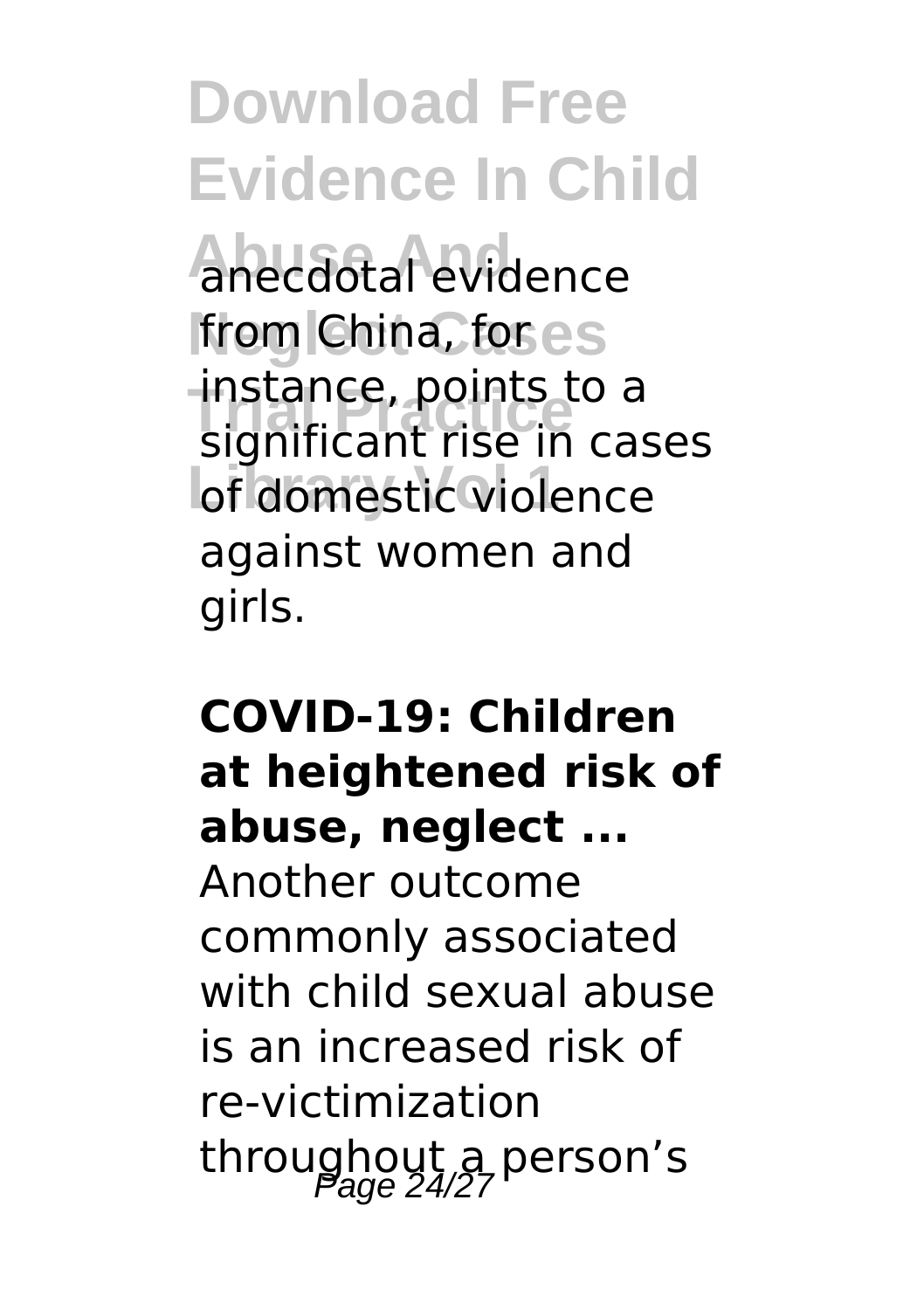anecdotal evidence from China, for instance, points to a significant rise in cases of domestic violence against women and girls.

**COVID-19: Children at heightened risk of abuse, neglect ...**

Another outcome commonly associated with child sexual abuse is an increased risk of re-victimization throughout a person's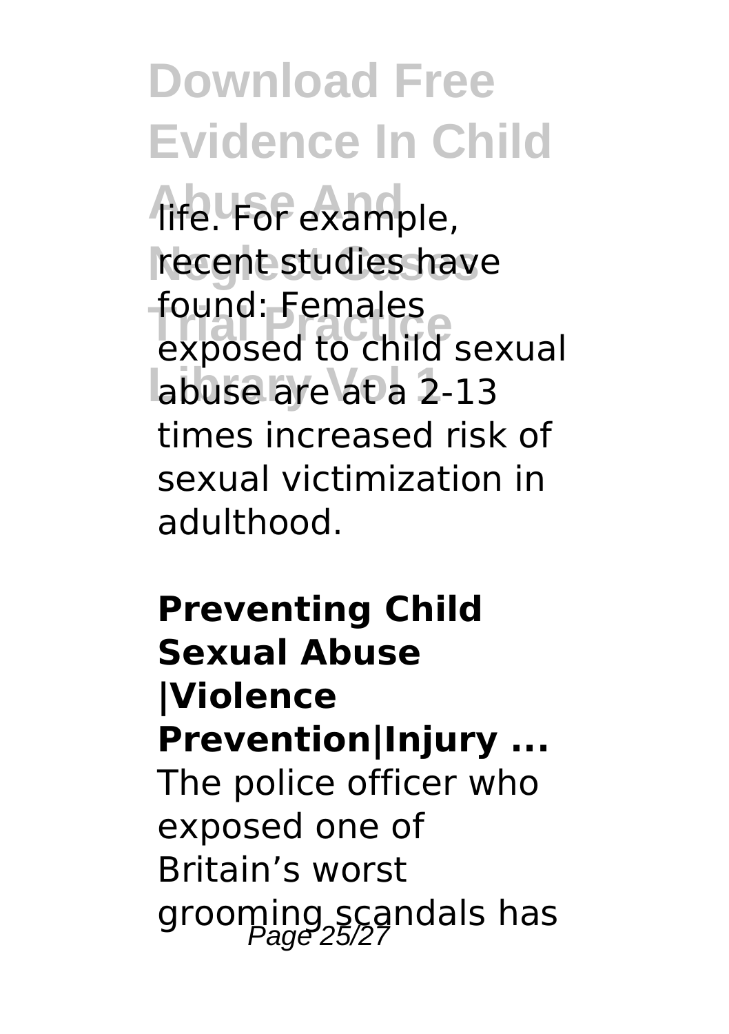life. For example, recent studies have found: Females exposed to child sexual abuse are at a 2-13 times increased risk of sexual victimization in adulthood.

**Preventing Child Sexual Abuse |Violence Prevention|Injury ...**

The police officer who exposed one of Britain's worst grooming scandals has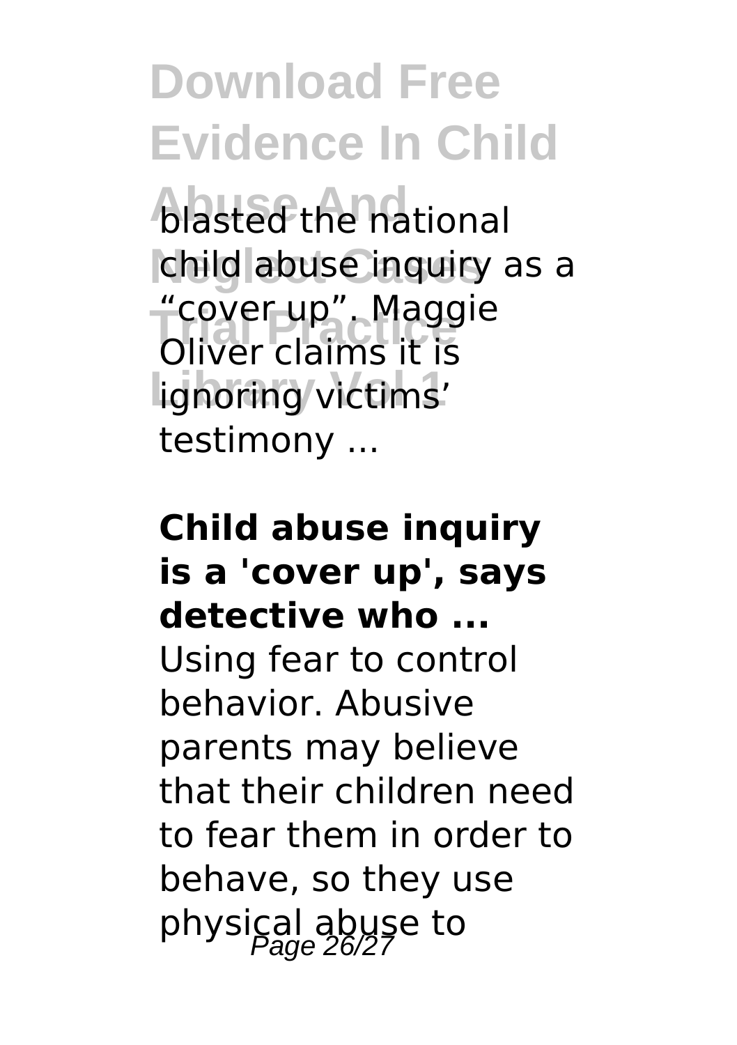blasted the national child abuse inquiry as a "cover up". Maggie Oliver claims it is ignoring victims' testimony ...

**Child abuse inquiry is a 'cover up', says detective who ...**

Using fear to control behavior. Abusive parents may believe that their children need to fear them in order to behave, so they use physical abuse to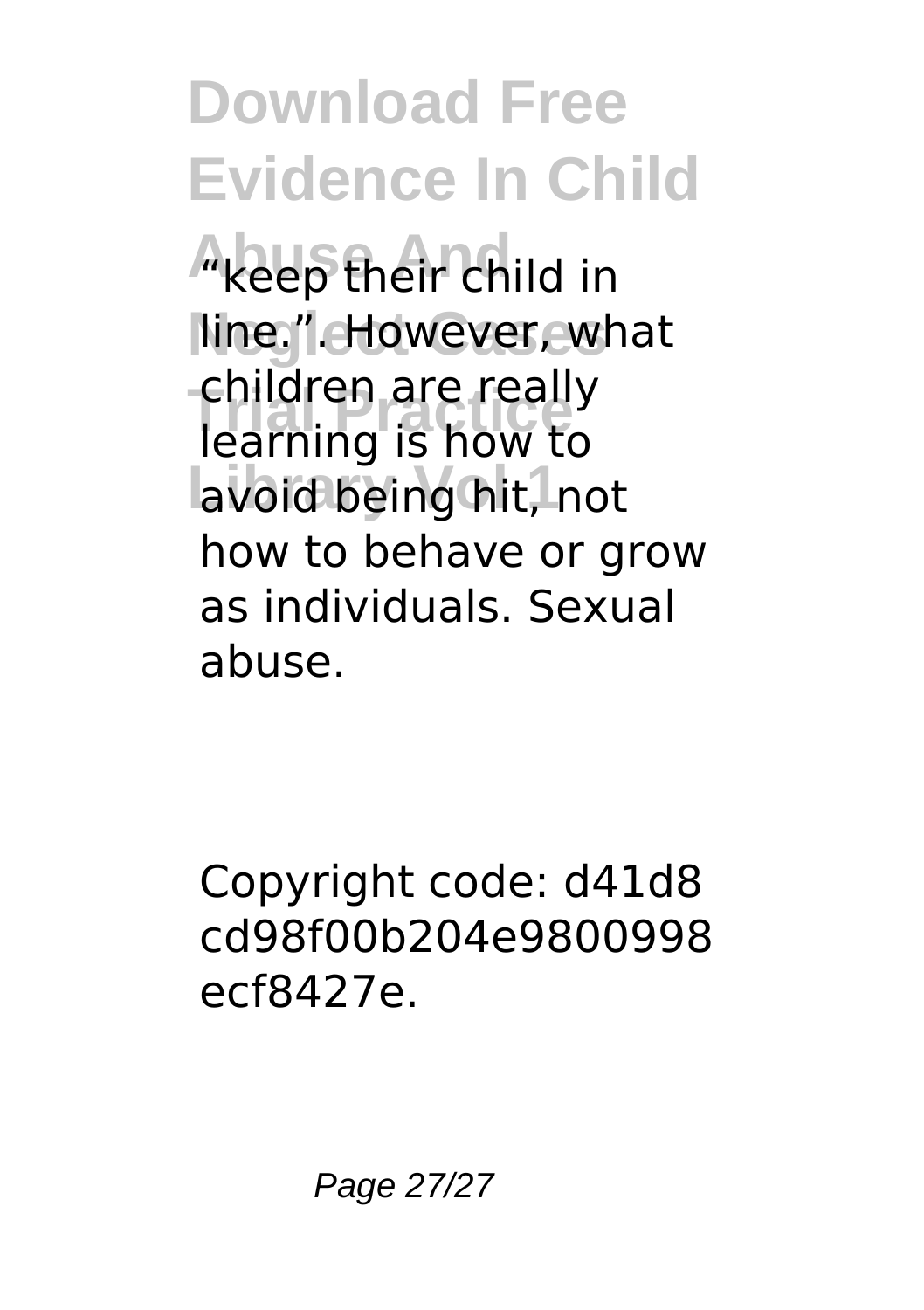"keep their child in line.". However, what children are really learning is how to avoid being hit, not how to behave or grow as individuals. Sexual abuse.

Copyright code: d41d8cd98f00b204e9800998ecf8427e.